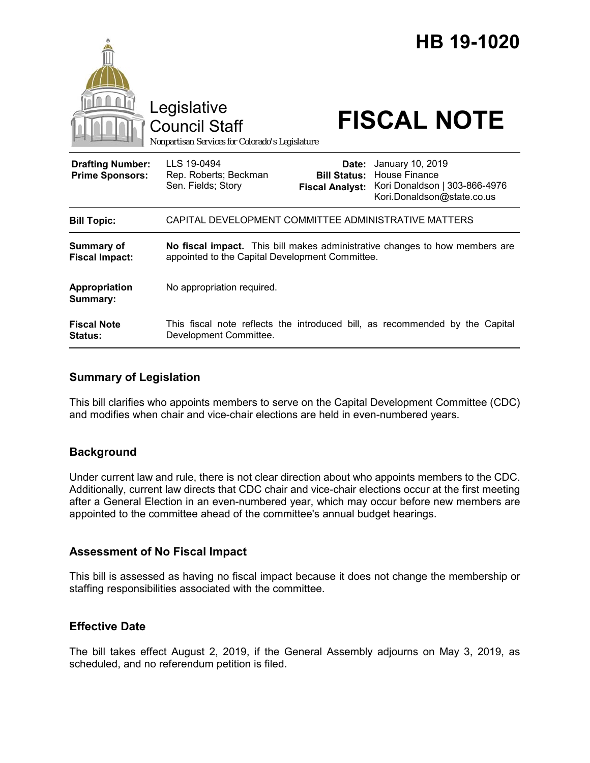# HB 19-1020

Legislative Council Staff

*Nonpartisan Services for Colorado's Legislature*

# FISCAL NOTE

| | | | |
|---|---|---|---|
| **Drafting Number:** | LLS 19-0494 | **Date:** | January 10, 2019 |
| **Prime Sponsors:** | Rep. Roberts; Beckman<br>Sen. Fields; Story | **Bill Status:** | House Finance |
| | | **Fiscal Analyst:** | Kori Donaldson \| 303-866-4976<br>Kori.Donaldson@state.co.us |

| | |
|---|---|
| **Bill Topic:** | CAPITAL DEVELOPMENT COMMITTEE ADMINISTRATIVE MATTERS |
| **Summary of Fiscal Impact:** | **No fiscal impact.** This bill makes administrative changes to how members are appointed to the Capital Development Committee. |
| **Appropriation Summary:** | No appropriation required. |
| **Fiscal Note Status:** | This fiscal note reflects the introduced bill, as recommended by the Capital Development Committee. |

## Summary of Legislation

This bill clarifies who appoints members to serve on the Capital Development Committee (CDC) and modifies when chair and vice-chair elections are held in even-numbered years.

## Background

Under current law and rule, there is not clear direction about who appoints members to the CDC. Additionally, current law directs that CDC chair and vice-chair elections occur at the first meeting after a General Election in an even-numbered year, which may occur before new members are appointed to the committee ahead of the committee's annual budget hearings.

## Assessment of No Fiscal Impact

This bill is assessed as having no fiscal impact because it does not change the membership or staffing responsibilities associated with the committee.

## Effective Date

The bill takes effect August 2, 2019, if the General Assembly adjourns on May 3, 2019, as scheduled, and no referendum petition is filed.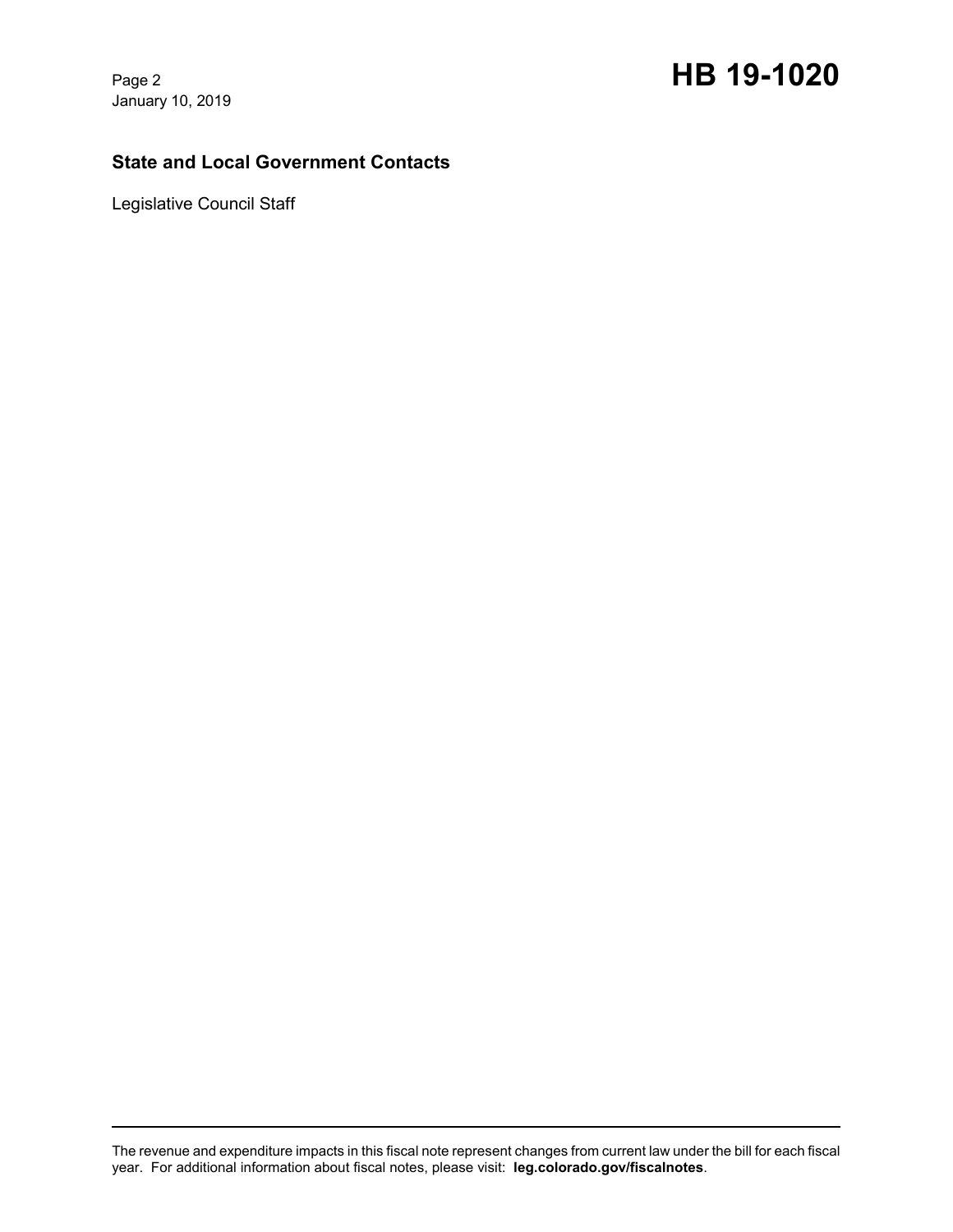## State and Local Government Contacts

Legislative Council Staff

---

The revenue and expenditure impacts in this fiscal note represent changes from current law under the bill for each fiscal year. For additional information about fiscal notes, please visit: **leg.colorado.gov/fiscalnotes**.